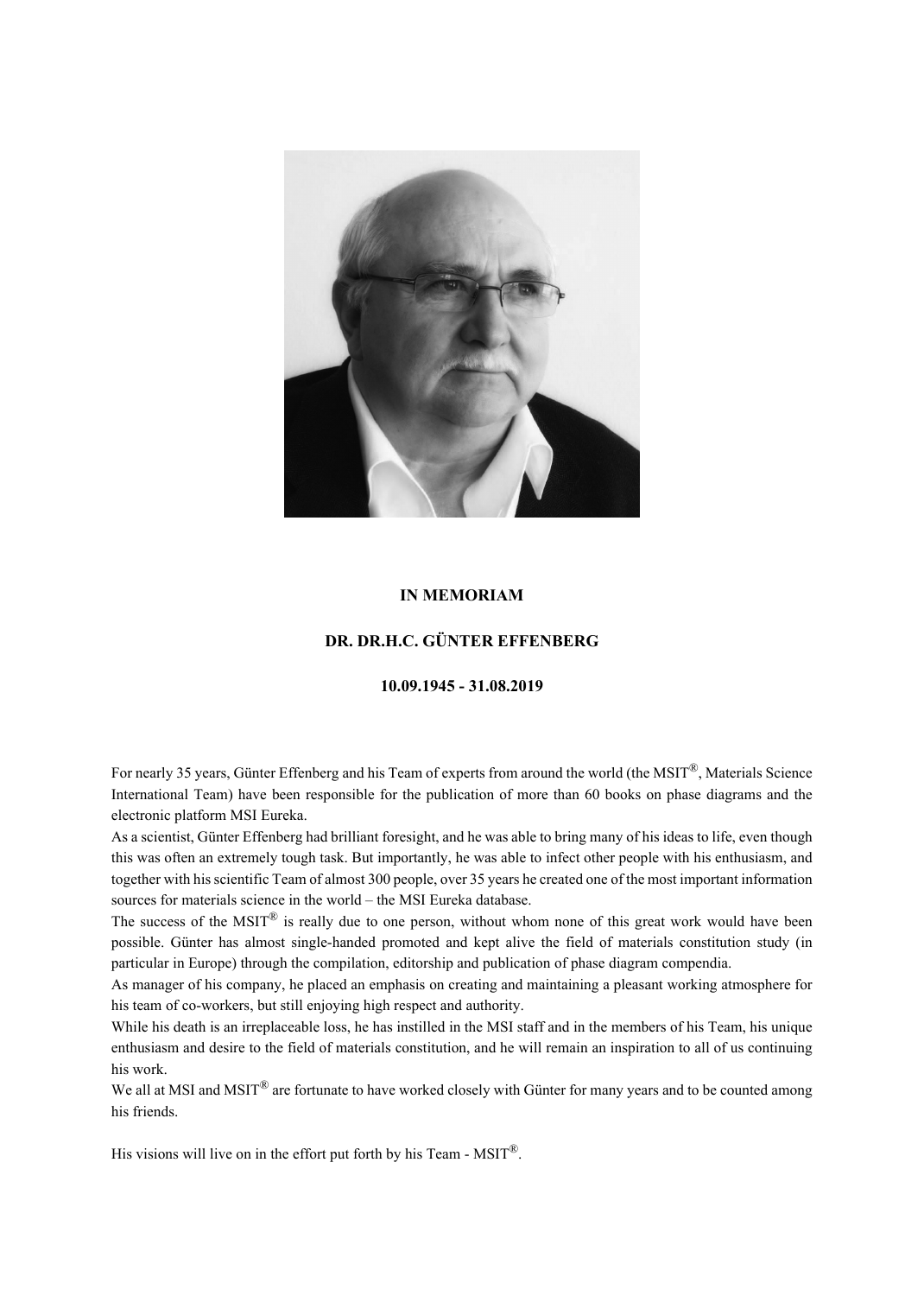# IN MEMORIAM

## DR. DR.H.C. GÜNTER EFFENBERG

**10.09.1945 - 31.08.2019**

For nearly 35 years, Günter Effenberg and his Team of experts from around the world (the MSIT®, Materials Science International Team) have been responsible for the publication of more than 60 books on phase diagrams and the electronic platform MSI Eureka.

As a scientist, Günter Effenberg had brilliant foresight, and he was able to bring many of his ideas to life, even though this was often an extremely tough task. But importantly, he was able to infect other people with his enthusiasm, and together with his scientific Team of almost 300 people, over 35 years he created one of the most important information sources for materials science in the world – the MSI Eureka database.

The success of the MSIT® is really due to one person, without whom none of this great work would have been possible. Günter has almost single-handed promoted and kept alive the field of materials constitution study (in particular in Europe) through the compilation, editorship and publication of phase diagram compendia.

As manager of his company, he placed an emphasis on creating and maintaining a pleasant working atmosphere for his team of co-workers, but still enjoying high respect and authority.

While his death is an irreplaceable loss, he has instilled in the MSI staff and in the members of his Team, his unique enthusiasm and desire to the field of materials constitution, and he will remain an inspiration to all of us continuing his work.

We all at MSI and MSIT® are fortunate to have worked closely with Günter for many years and to be counted among his friends.

His visions will live on in the effort put forth by his Team - MSIT®.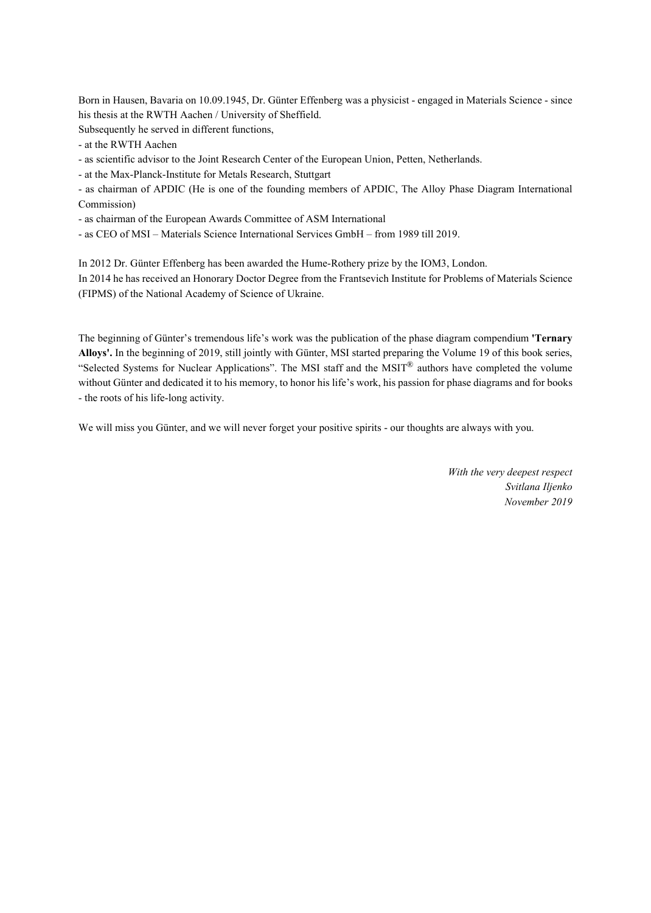Born in Hausen, Bavaria on 10.09.1945, Dr. Günter Effenberg was a physicist - engaged in Materials Science - since his thesis at the RWTH Aachen / University of Sheffield.

Subsequently he served in different functions,

- at the RWTH Aachen
- as scientific advisor to the Joint Research Center of the European Union, Petten, Netherlands.
- at the Max-Planck-Institute for Metals Research, Stuttgart
- as chairman of APDIC (He is one of the founding members of APDIC, The Alloy Phase Diagram International Commission)
- as chairman of the European Awards Committee of ASM International
- as CEO of MSI – Materials Science International Services GmbH – from 1989 till 2019.

In 2012 Dr. Günter Effenberg has been awarded the Hume-Rothery prize by the IOM3, London.

In 2014 he has received an Honorary Doctor Degree from the Frantsevich Institute for Problems of Materials Science (FIPMS) of the National Academy of Science of Ukraine.

The beginning of Günter's tremendous life's work was the publication of the phase diagram compendium **'Ternary Alloys'.** In the beginning of 2019, still jointly with Günter, MSI started preparing the Volume 19 of this book series, "Selected Systems for Nuclear Applications". The MSI staff and the MSIT® authors have completed the volume without Günter and dedicated it to his memory, to honor his life's work, his passion for phase diagrams and for books - the roots of his life-long activity.

We will miss you Günter, and we will never forget your positive spirits - our thoughts are always with you.

*With the very deepest respect*
*Svitlana Iljenko*
*November 2019*